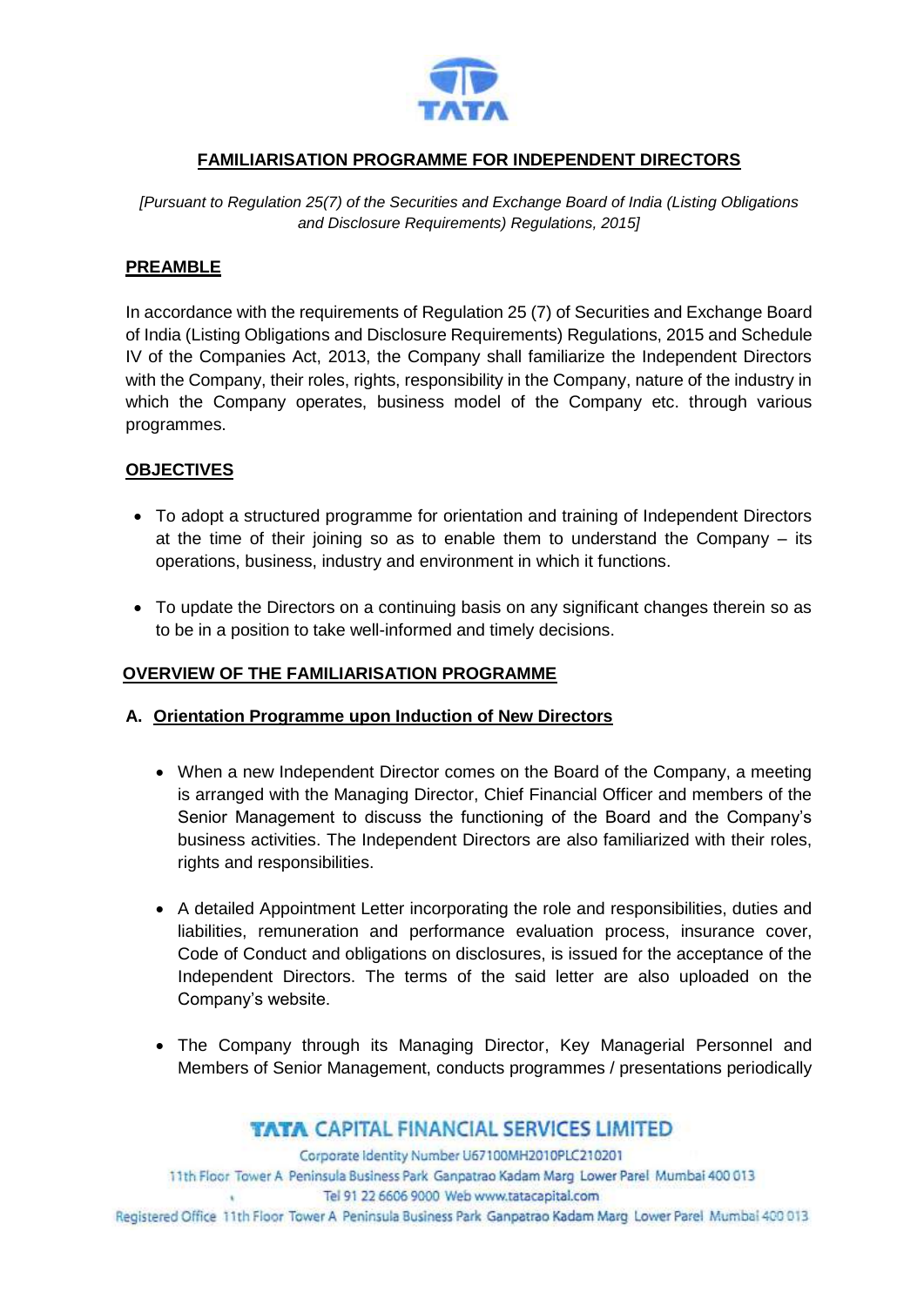# FAMILIARISATION PROGRAMME FOR INDEPENDENT DIRECTORS

*[Pursuant to Regulation 25(7) of the Securities and Exchange Board of India (Listing Obligations and Disclosure Requirements) Regulations, 2015]*

## PREAMBLE

In accordance with the requirements of Regulation 25 (7) of Securities and Exchange Board of India (Listing Obligations and Disclosure Requirements) Regulations, 2015 and Schedule IV of the Companies Act, 2013, the Company shall familiarize the Independent Directors with the Company, their roles, rights, responsibility in the Company, nature of the industry in which the Company operates, business model of the Company etc. through various programmes.

## OBJECTIVES

- To adopt a structured programme for orientation and training of Independent Directors at the time of their joining so as to enable them to understand the Company – its operations, business, industry and environment in which it functions.
- To update the Directors on a continuing basis on any significant changes therein so as to be in a position to take well-informed and timely decisions.

## OVERVIEW OF THE FAMILIARISATION PROGRAMME

### A. Orientation Programme upon Induction of New Directors

- When a new Independent Director comes on the Board of the Company, a meeting is arranged with the Managing Director, Chief Financial Officer and members of the Senior Management to discuss the functioning of the Board and the Company's business activities. The Independent Directors are also familiarized with their roles, rights and responsibilities.
- A detailed Appointment Letter incorporating the role and responsibilities, duties and liabilities, remuneration and performance evaluation process, insurance cover, Code of Conduct and obligations on disclosures, is issued for the acceptance of the Independent Directors. The terms of the said letter are also uploaded on the Company's website.
- The Company through its Managing Director, Key Managerial Personnel and Members of Senior Management, conducts programmes / presentations periodically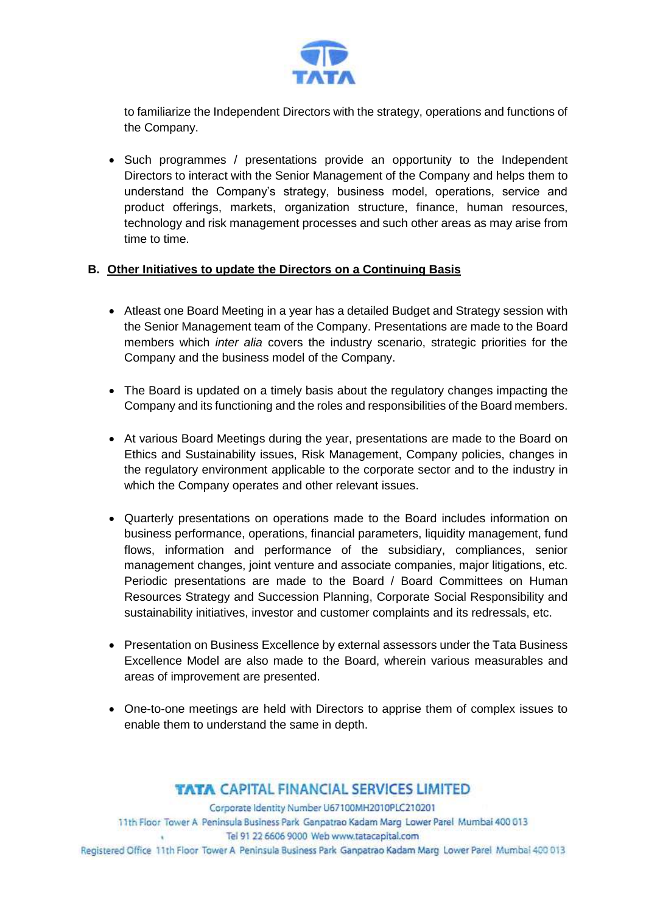to familiarize the Independent Directors with the strategy, operations and functions of the Company.

- Such programmes / presentations provide an opportunity to the Independent Directors to interact with the Senior Management of the Company and helps them to understand the Company's strategy, business model, operations, service and product offerings, markets, organization structure, finance, human resources, technology and risk management processes and such other areas as may arise from time to time.

**B. <u>Other Initiatives to update the Directors on a Continuing Basis</u>**

- Atleast one Board Meeting in a year has a detailed Budget and Strategy session with the Senior Management team of the Company. Presentations are made to the Board members which *inter alia* covers the industry scenario, strategic priorities for the Company and the business model of the Company.

- The Board is updated on a timely basis about the regulatory changes impacting the Company and its functioning and the roles and responsibilities of the Board members.

- At various Board Meetings during the year, presentations are made to the Board on Ethics and Sustainability issues, Risk Management, Company policies, changes in the regulatory environment applicable to the corporate sector and to the industry in which the Company operates and other relevant issues.

- Quarterly presentations on operations made to the Board includes information on business performance, operations, financial parameters, liquidity management, fund flows, information and performance of the subsidiary, compliances, senior management changes, joint venture and associate companies, major litigations, etc. Periodic presentations are made to the Board / Board Committees on Human Resources Strategy and Succession Planning, Corporate Social Responsibility and sustainability initiatives, investor and customer complaints and its redressals, etc.

- Presentation on Business Excellence by external assessors under the Tata Business Excellence Model are also made to the Board, wherein various measurables and areas of improvement are presented.

- One-to-one meetings are held with Directors to apprise them of complex issues to enable them to understand the same in depth.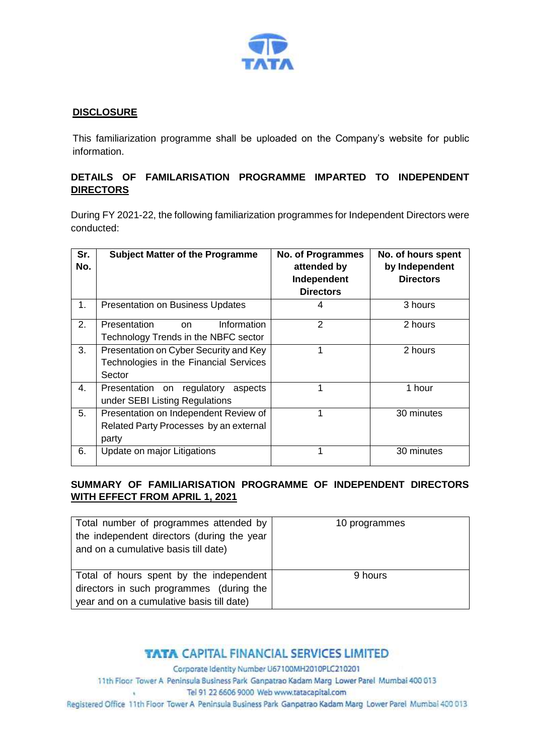## DISCLOSURE

This familiarization programme shall be uploaded on the Company's website for public information.

## DETAILS OF FAMILARISATION PROGRAMME IMPARTED TO INDEPENDENT DIRECTORS

During FY 2021-22, the following familiarization programmes for Independent Directors were conducted:

| Sr. No. | Subject Matter of the Programme | No. of Programmes attended by Independent Directors | No. of hours spent by Independent Directors |
|---|---|---|---|
| 1. | Presentation on Business Updates | 4 | 3 hours |
| 2. | Presentation on Information Technology Trends in the NBFC sector | 2 | 2 hours |
| 3. | Presentation on Cyber Security and Key Technologies in the Financial Services Sector | 1 | 2 hours |
| 4. | Presentation on regulatory aspects under SEBI Listing Regulations | 1 | 1 hour |
| 5. | Presentation on Independent Review of Related Party Processes by an external party | 1 | 30 minutes |
| 6. | Update on major Litigations | 1 | 30 minutes |

## SUMMARY OF FAMILIARISATION PROGRAMME OF INDEPENDENT DIRECTORS WITH EFFECT FROM APRIL 1, 2021

| | |
|---|---|
| Total number of programmes attended by the independent directors (during the year and on a cumulative basis till date) | 10 programmes |
| Total of hours spent by the independent directors in such programmes (during the year and on a cumulative basis till date) | 9 hours |

**TATA CAPITAL FINANCIAL SERVICES LIMITED**

Corporate Identity Number U67100MH2010PLC210201

11th Floor Tower A Peninsula Business Park Ganpatrao Kadam Marg Lower Parel Mumbai 400 013

Tel 91 22 6606 9000 Web www.tatacapital.com

Registered Office 11th Floor Tower A Peninsula Business Park Ganpatrao Kadam Marg Lower Parel Mumbai 400 013